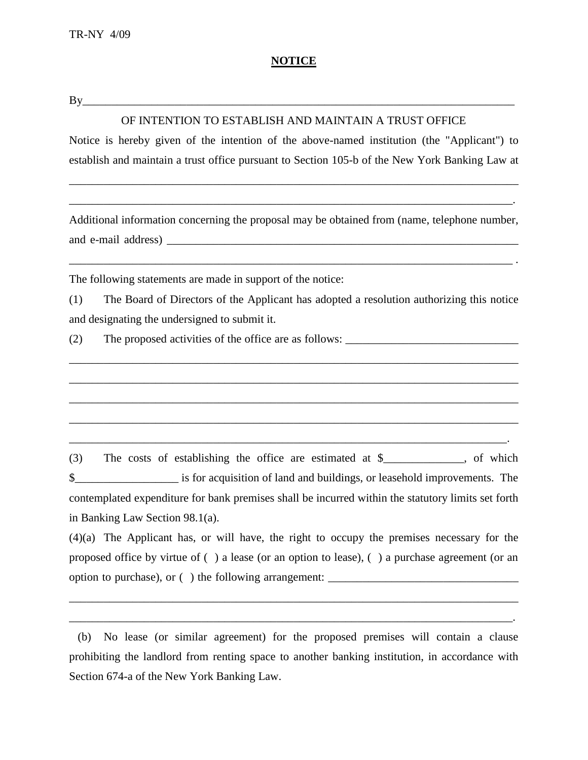TR-NY 4/09

# NOTICE

By\_\_\_\_\_\_\_\_\_\_\_\_\_\_\_\_\_\_\_\_\_\_\_\_\_\_\_\_\_\_\_\_\_\_\_\_\_\_\_\_\_\_\_\_\_\_\_\_\_\_\_\_\_\_\_\_\_\_\_\_\_\_\_\_\_\_\_\_\_\_\_\_

OF INTENTION TO ESTABLISH AND MAINTAIN A TRUST OFFICE

Notice is hereby given of the intention of the above-named institution (the "Applicant") to establish and maintain a trust office pursuant to Section 105-b of the New York Banking Law at

\_\_\_\_\_\_\_\_\_\_\_\_\_\_\_\_\_\_\_\_\_\_\_\_\_\_\_\_\_\_\_\_\_\_\_\_\_\_\_\_\_\_\_\_\_\_\_\_\_\_\_\_\_\_\_\_\_\_\_\_\_\_\_\_\_\_\_\_\_\_\_\_\_\_\_\_

\_\_\_\_\_\_\_\_\_\_\_\_\_\_\_\_\_\_\_\_\_\_\_\_\_\_\_\_\_\_\_\_\_\_\_\_\_\_\_\_\_\_\_\_\_\_\_\_\_\_\_\_\_\_\_\_\_\_\_\_\_\_\_\_\_\_\_\_\_\_\_\_\_\_\_.

Additional information concerning the proposal may be obtained from (name, telephone number, and e-mail address) \_\_\_\_\_\_\_\_\_\_\_\_\_\_\_\_\_\_\_\_\_\_\_\_\_\_\_\_\_\_\_\_\_\_\_\_\_\_\_\_\_\_\_\_\_\_\_\_\_\_\_\_\_\_\_\_\_\_\_

\_\_\_\_\_\_\_\_\_\_\_\_\_\_\_\_\_\_\_\_\_\_\_\_\_\_\_\_\_\_\_\_\_\_\_\_\_\_\_\_\_\_\_\_\_\_\_\_\_\_\_\_\_\_\_\_\_\_\_\_\_\_\_\_\_\_\_\_\_\_\_\_\_\_\_ .

The following statements are made in support of the notice:

(1) The Board of Directors of the Applicant has adopted a resolution authorizing this notice and designating the undersigned to submit it.

(2) The proposed activities of the office are as follows: \_\_\_\_\_\_\_\_\_\_\_\_\_\_\_\_\_\_\_\_\_\_\_\_\_\_\_\_\_\_\_

\_\_\_\_\_\_\_\_\_\_\_\_\_\_\_\_\_\_\_\_\_\_\_\_\_\_\_\_\_\_\_\_\_\_\_\_\_\_\_\_\_\_\_\_\_\_\_\_\_\_\_\_\_\_\_\_\_\_\_\_\_\_\_\_\_\_\_\_\_\_\_\_\_\_\_\_

\_\_\_\_\_\_\_\_\_\_\_\_\_\_\_\_\_\_\_\_\_\_\_\_\_\_\_\_\_\_\_\_\_\_\_\_\_\_\_\_\_\_\_\_\_\_\_\_\_\_\_\_\_\_\_\_\_\_\_\_\_\_\_\_\_\_\_\_\_\_\_\_\_\_\_\_

\_\_\_\_\_\_\_\_\_\_\_\_\_\_\_\_\_\_\_\_\_\_\_\_\_\_\_\_\_\_\_\_\_\_\_\_\_\_\_\_\_\_\_\_\_\_\_\_\_\_\_\_\_\_\_\_\_\_\_\_\_\_\_\_\_\_\_\_\_\_\_\_\_\_\_\_

\_\_\_\_\_\_\_\_\_\_\_\_\_\_\_\_\_\_\_\_\_\_\_\_\_\_\_\_\_\_\_\_\_\_\_\_\_\_\_\_\_\_\_\_\_\_\_\_\_\_\_\_\_\_\_\_\_\_\_\_\_\_\_\_\_\_\_\_\_\_\_\_\_\_\_\_

\_\_\_\_\_\_\_\_\_\_\_\_\_\_\_\_\_\_\_\_\_\_\_\_\_\_\_\_\_\_\_\_\_\_\_\_\_\_\_\_\_\_\_\_\_\_\_\_\_\_\_\_\_\_\_\_\_\_\_\_\_\_\_\_\_\_\_\_\_\_\_\_\_\_\_.

(3) The costs of establishing the office are estimated at $\_\_\_\_\_\_\_\_\_\_\_\_\_\_, of which $\_\_\_\_\_\_\_\_\_\_\_\_\_\_\_\_\_\_ is for acquisition of land and buildings, or leasehold improvements. The contemplated expenditure for bank premises shall be incurred within the statutory limits set forth in Banking Law Section 98.1(a).

(4)(a) The Applicant has, or will have, the right to occupy the premises necessary for the proposed office by virtue of ( ) a lease (or an option to lease), ( ) a purchase agreement (or an option to purchase), or ( ) the following arrangement: \_\_\_\_\_\_\_\_\_\_\_\_\_\_\_\_\_\_\_\_\_\_\_\_\_\_\_\_\_\_\_\_\_

\_\_\_\_\_\_\_\_\_\_\_\_\_\_\_\_\_\_\_\_\_\_\_\_\_\_\_\_\_\_\_\_\_\_\_\_\_\_\_\_\_\_\_\_\_\_\_\_\_\_\_\_\_\_\_\_\_\_\_\_\_\_\_\_\_\_\_\_\_\_\_\_\_\_\_\_

\_\_\_\_\_\_\_\_\_\_\_\_\_\_\_\_\_\_\_\_\_\_\_\_\_\_\_\_\_\_\_\_\_\_\_\_\_\_\_\_\_\_\_\_\_\_\_\_\_\_\_\_\_\_\_\_\_\_\_\_\_\_\_\_\_\_\_\_\_\_\_\_\_\_\_.

(b) No lease (or similar agreement) for the proposed premises will contain a clause prohibiting the landlord from renting space to another banking institution, in accordance with Section 674-a of the New York Banking Law.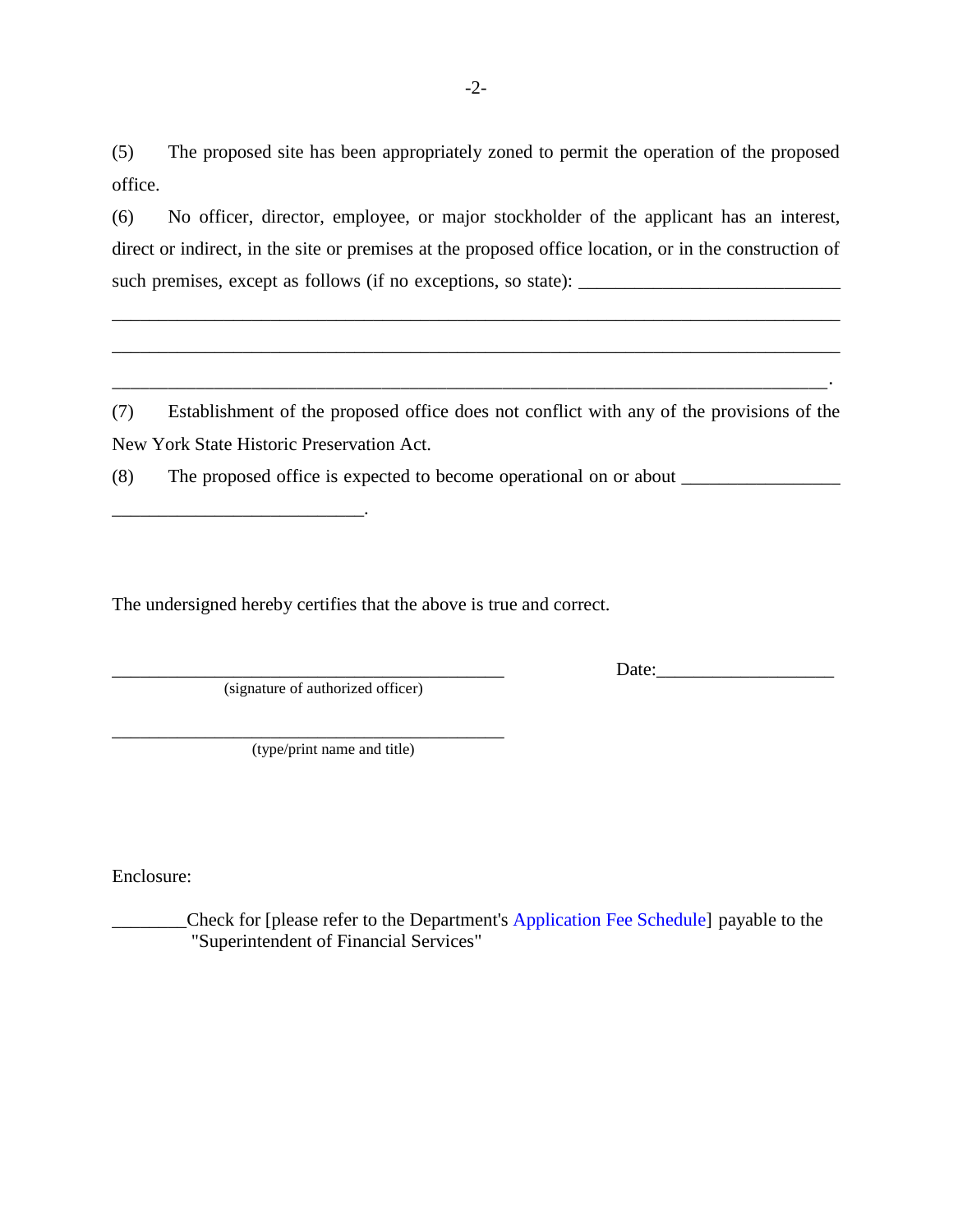(5) The proposed site has been appropriately zoned to permit the operation of the proposed office.

(6) No officer, director, employee, or major stockholder of the applicant has an interest, direct or indirect, in the site or premises at the proposed office location, or in the construction of such premises, except as follows (if no exceptions, so state): ____________________________

_____________________________________________________________________________

_____________________________________________________________________________

____________________________________________________________________________.

(7) Establishment of the proposed office does not conflict with any of the provisions of the New York State Historic Preservation Act.

(8) The proposed office is expected to become operational on or about _________________ __________________________.

The undersigned hereby certifies that the above is true and correct.

_____________________________________________ Date:___________________
(signature of authorized officer)

_____________________________________________
(type/print name and title)

Enclosure:

________Check for [please refer to the Department's Application Fee Schedule] payable to the "Superintendent of Financial Services"